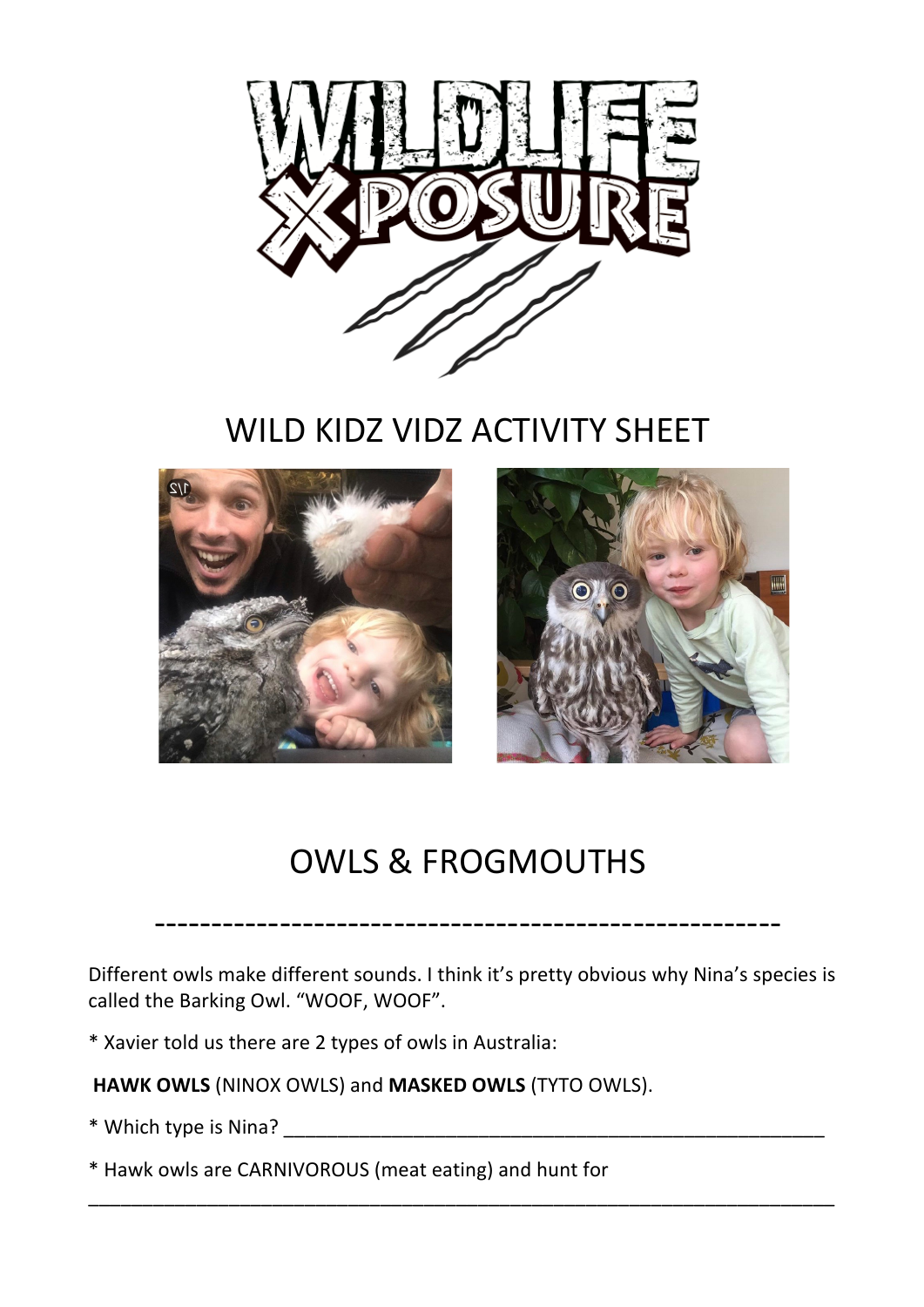# WILDLIFE XPOSURE

## WILD KIDZ VIDZ ACTIVITY SHEET

## OWLS & FROGMOUTHS

---

Different owls make different sounds. I think it's pretty obvious why Nina's species is called the Barking Owl. "WOOF, WOOF".

* Xavier told us there are 2 types of owls in Australia:

**HAWK OWLS** (NINOX OWLS) and **MASKED OWLS** (TYTO OWLS).

* Which type is Nina? ______________________________________________________

* Hawk owls are CARNIVOROUS (meat eating) and hunt for

___________________________________________________________________________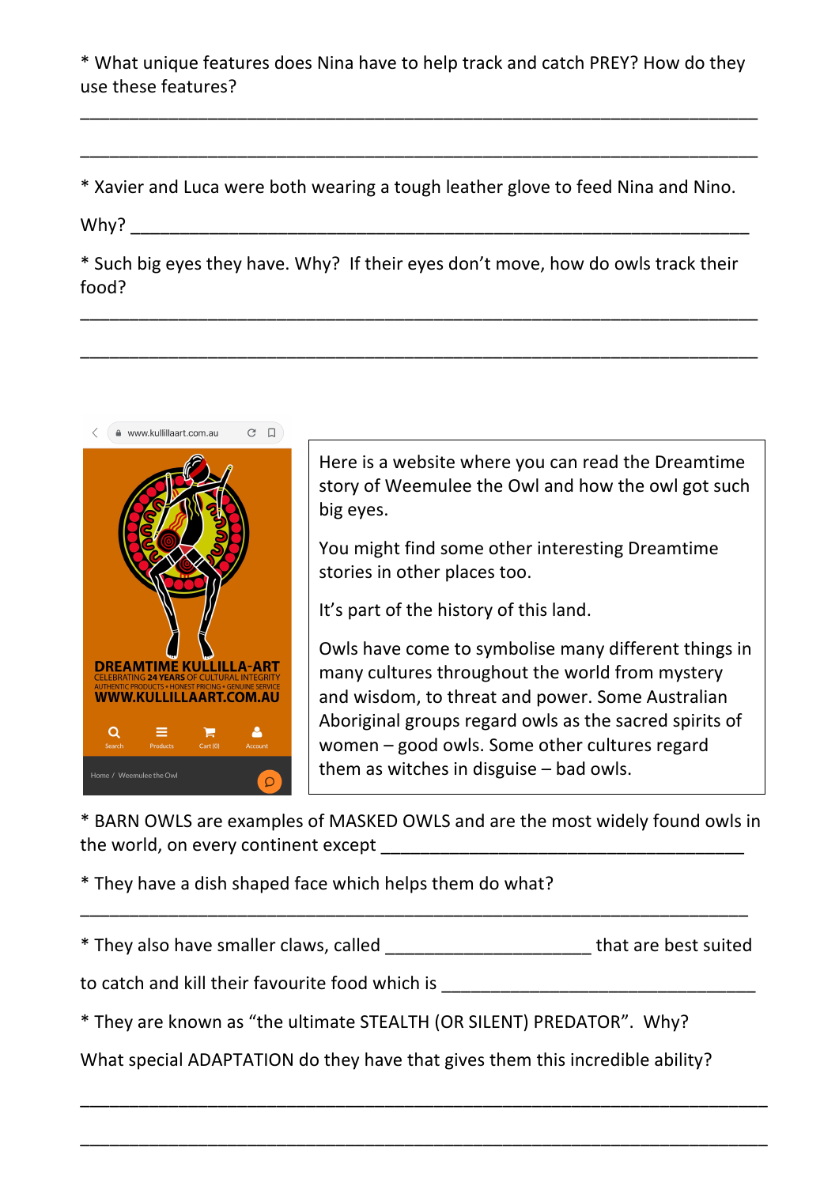* What unique features does Nina have to help track and catch PREY? How do they use these features?

___________________________________________________________________________

___________________________________________________________________________

* Xavier and Luca were both wearing a tough leather glove to feed Nina and Nino.

Why? _____________________________________________________________________

* Such big eyes they have. Why? If their eyes don't move, how do owls track their food?

___________________________________________________________________________

___________________________________________________________________________

www.kullillaart.com.au

DREAMTIME KULLILLA-ART
CELEBRATING 24 YEARS OF CULTURAL INTEGRITY
AUTHENTIC PRODUCTS • HONEST PRICING • GENUINE SERVICE
WWW.KULLILLAART.COM.AU

Search | Products | Cart (0) | Account

Home / Weemulee the Owl

Here is a website where you can read the Dreamtime story of Weemulee the Owl and how the owl got such big eyes.

You might find some other interesting Dreamtime stories in other places too.

It's part of the history of this land.

Owls have come to symbolise many different things in many cultures throughout the world from mystery and wisdom, to threat and power. Some Australian Aboriginal groups regard owls as the sacred spirits of women – good owls. Some other cultures regard them as witches in disguise – bad owls.

* BARN OWLS are examples of MASKED OWLS and are the most widely found owls in the world, on every continent except _____________________________________

* They have a dish shaped face which helps them do what?

___________________________________________________________________________

* They also have smaller claws, called ______________________ that are best suited to catch and kill their favourite food which is _________________________________

* They are known as "the ultimate STEALTH (OR SILENT) PREDATOR". Why?

What special ADAPTATION do they have that gives them this incredible ability?

___________________________________________________________________________

___________________________________________________________________________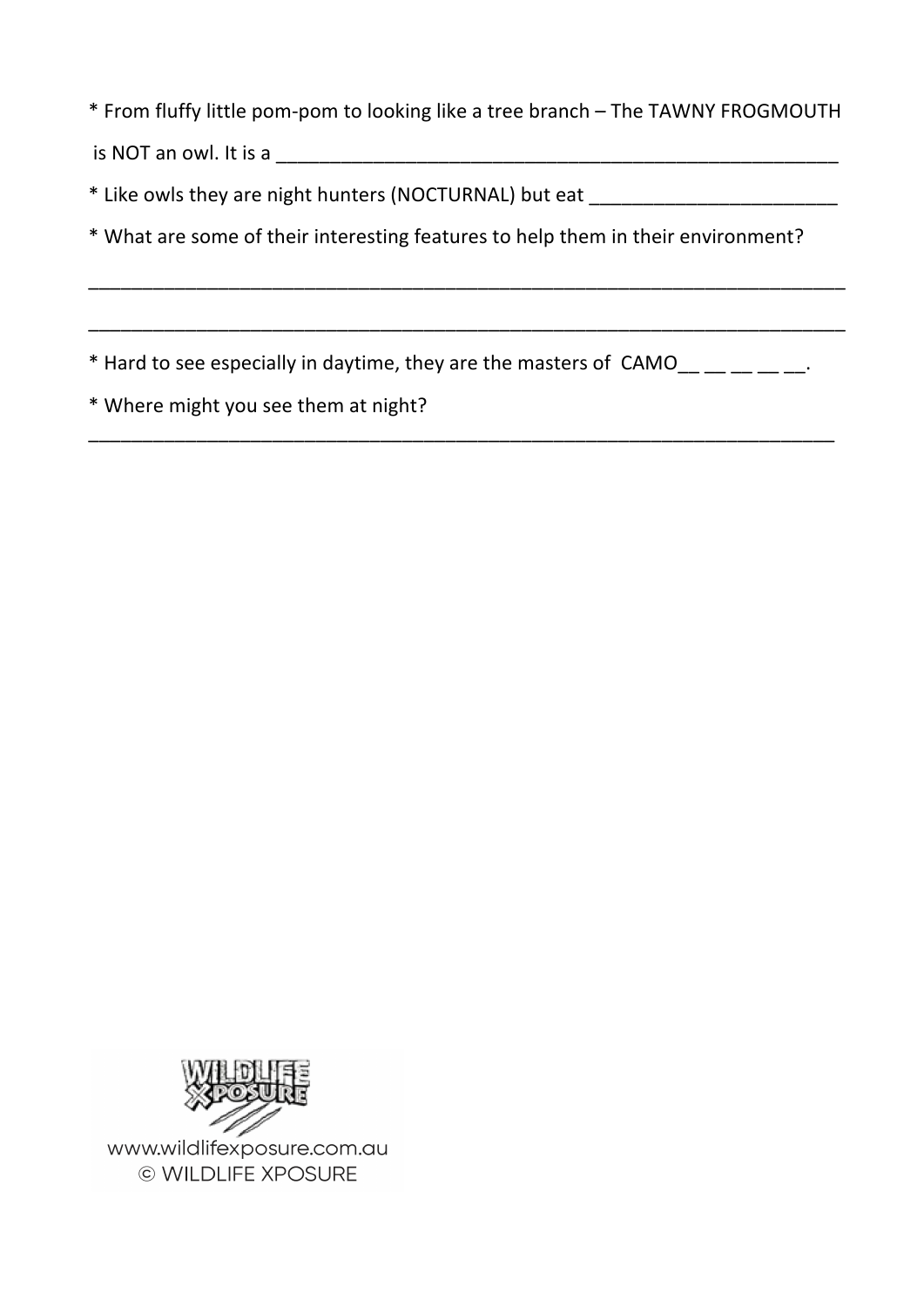* From fluffy little pom-pom to looking like a tree branch – The TAWNY FROGMOUTH is NOT an owl. It is a ________________________________________________________

* Like owls they are night hunters (NOCTURNAL) but eat _______________________

* What are some of their interesting features to help them in their environment?

_________________________________________________________________________

_________________________________________________________________________

* Hard to see especially in daytime, they are the masters of CAMO__ __ __ __ __.

* Where might you see them at night?

_________________________________________________________________________

www.wildlifexposure.com.au

© WILDLIFE XPOSURE